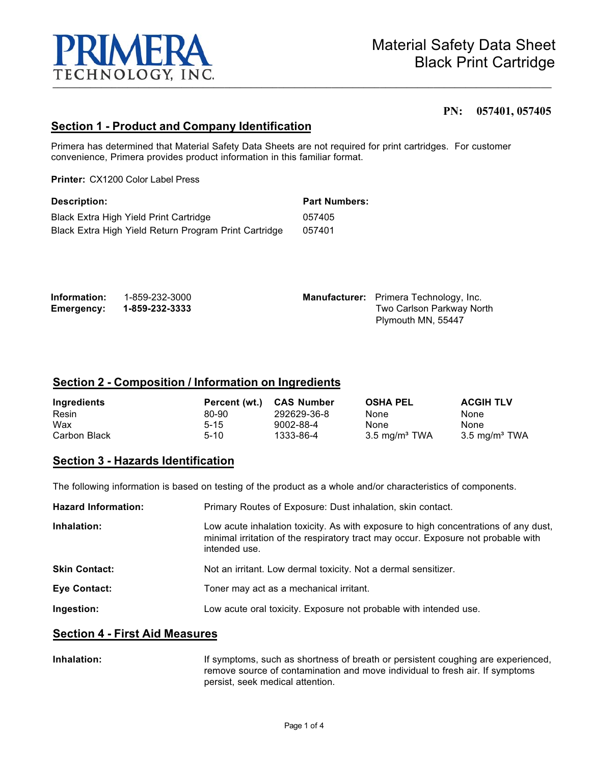PRIMERA TECHNOLOGY, INC.

# Material Safety Data Sheet
# Black Print Cartridge

**PN: 057401, 057405**

## Section 1 - Product and Company Identification

Primera has determined that Material Safety Data Sheets are not required for print cartridges. For customer convenience, Primera provides product information in this familiar format.

**Printer:** CX1200 Color Label Press

| **Description:** | **Part Numbers:** |
|---|---|
| Black Extra High Yield Print Cartridge | 057405 |
| Black Extra High Yield Return Program Print Cartridge | 057401 |

**Information:** 1-859-232-3000
**Emergency:** **1-859-232-3333**

**Manufacturer:** Primera Technology, Inc.
Two Carlson Parkway North
Plymouth MN, 55447

## Section 2 - Composition / Information on Ingredients

| Ingredients | Percent (wt.) | CAS Number | OSHA PEL | ACGIH TLV |
|---|---|---|---|---|
| Resin | 80-90 | 292629-36-8 | None | None |
| Wax | 5-15 | 9002-88-4 | None | None |
| Carbon Black | 5-10 | 1333-86-4 | 3.5 mg/m³ TWA | 3.5 mg/m³ TWA |

## Section 3 - Hazards Identification

The following information is based on testing of the product as a whole and/or characteristics of components.

**Hazard Information:** Primary Routes of Exposure: Dust inhalation, skin contact.

**Inhalation:** Low acute inhalation toxicity. As with exposure to high concentrations of any dust, minimal irritation of the respiratory tract may occur. Exposure not probable with intended use.

**Skin Contact:** Not an irritant. Low dermal toxicity. Not a dermal sensitizer.

**Eye Contact:** Toner may act as a mechanical irritant.

**Ingestion:** Low acute oral toxicity. Exposure not probable with intended use.

## Section 4 - First Aid Measures

**Inhalation:** If symptoms, such as shortness of breath or persistent coughing are experienced, remove source of contamination and move individual to fresh air. If symptoms persist, seek medical attention.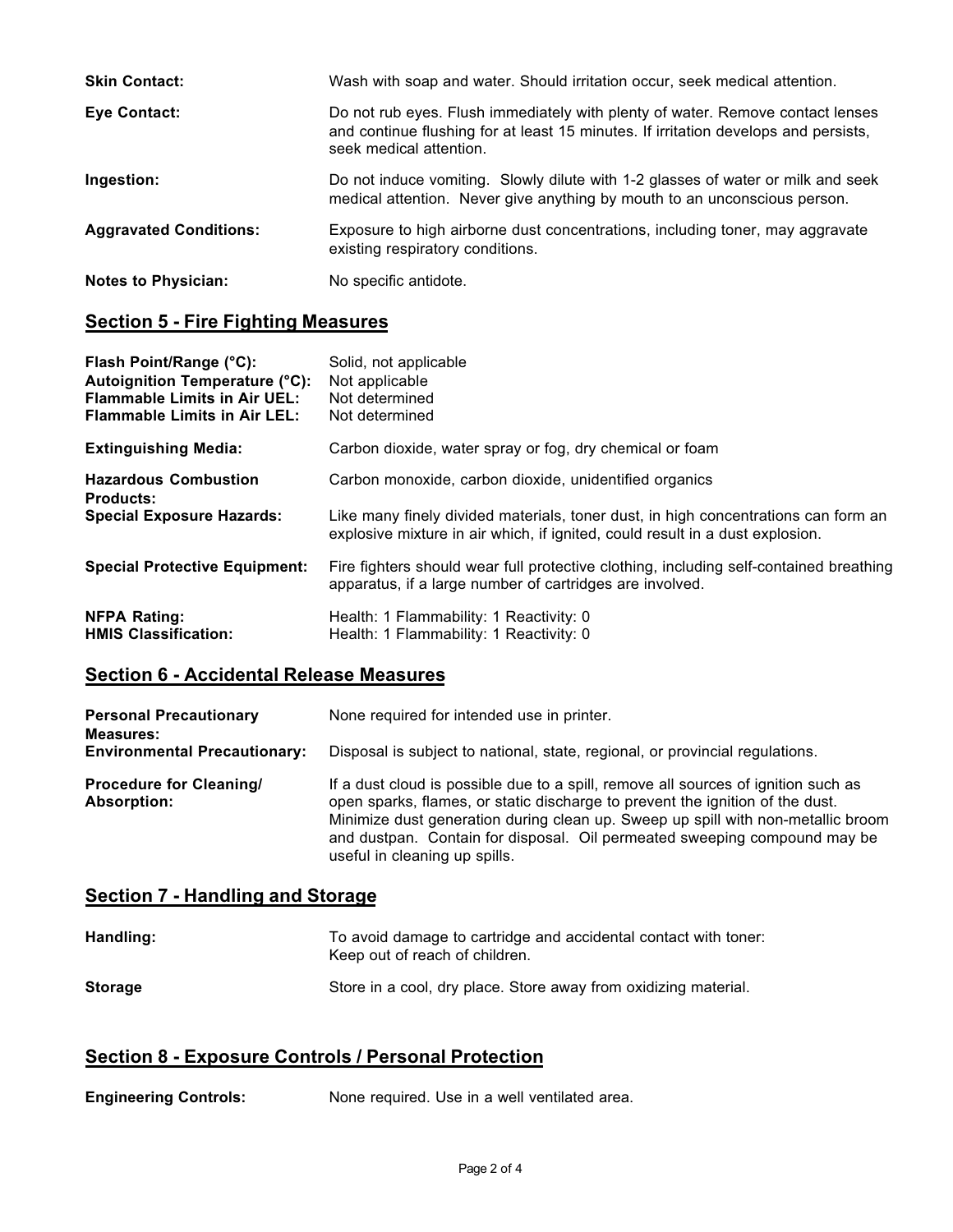**Skin Contact:** Wash with soap and water. Should irritation occur, seek medical attention.

**Eye Contact:** Do not rub eyes. Flush immediately with plenty of water. Remove contact lenses and continue flushing for at least 15 minutes. If irritation develops and persists, seek medical attention.

**Ingestion:** Do not induce vomiting. Slowly dilute with 1-2 glasses of water or milk and seek medical attention. Never give anything by mouth to an unconscious person.

**Aggravated Conditions:** Exposure to high airborne dust concentrations, including toner, may aggravate existing respiratory conditions.

**Notes to Physician:** No specific antidote.

## Section 5 - Fire Fighting Measures

**Flash Point/Range (°C):** Solid, not applicable
**Autoignition Temperature (°C):** Not applicable
**Flammable Limits in Air UEL:** Not determined
**Flammable Limits in Air LEL:** Not determined

**Extinguishing Media:** Carbon dioxide, water spray or fog, dry chemical or foam

**Hazardous Combustion Products:** Carbon monoxide, carbon dioxide, unidentified organics

**Special Exposure Hazards:** Like many finely divided materials, toner dust, in high concentrations can form an explosive mixture in air which, if ignited, could result in a dust explosion.

**Special Protective Equipment:** Fire fighters should wear full protective clothing, including self-contained breathing apparatus, if a large number of cartridges are involved.

**NFPA Rating:** Health: 1 Flammability: 1 Reactivity: 0
**HMIS Classification:** Health: 1 Flammability: 1 Reactivity: 0

## Section 6 - Accidental Release Measures

**Personal Precautionary Measures:** None required for intended use in printer.

**Environmental Precautionary:** Disposal is subject to national, state, regional, or provincial regulations.

**Procedure for Cleaning/ Absorption:** If a dust cloud is possible due to a spill, remove all sources of ignition such as open sparks, flames, or static discharge to prevent the ignition of the dust. Minimize dust generation during clean up. Sweep up spill with non-metallic broom and dustpan. Contain for disposal. Oil permeated sweeping compound may be useful in cleaning up spills.

## Section 7 - Handling and Storage

**Handling:** To avoid damage to cartridge and accidental contact with toner: Keep out of reach of children.

**Storage** Store in a cool, dry place. Store away from oxidizing material.

## Section 8 - Exposure Controls / Personal Protection

**Engineering Controls:** None required. Use in a well ventilated area.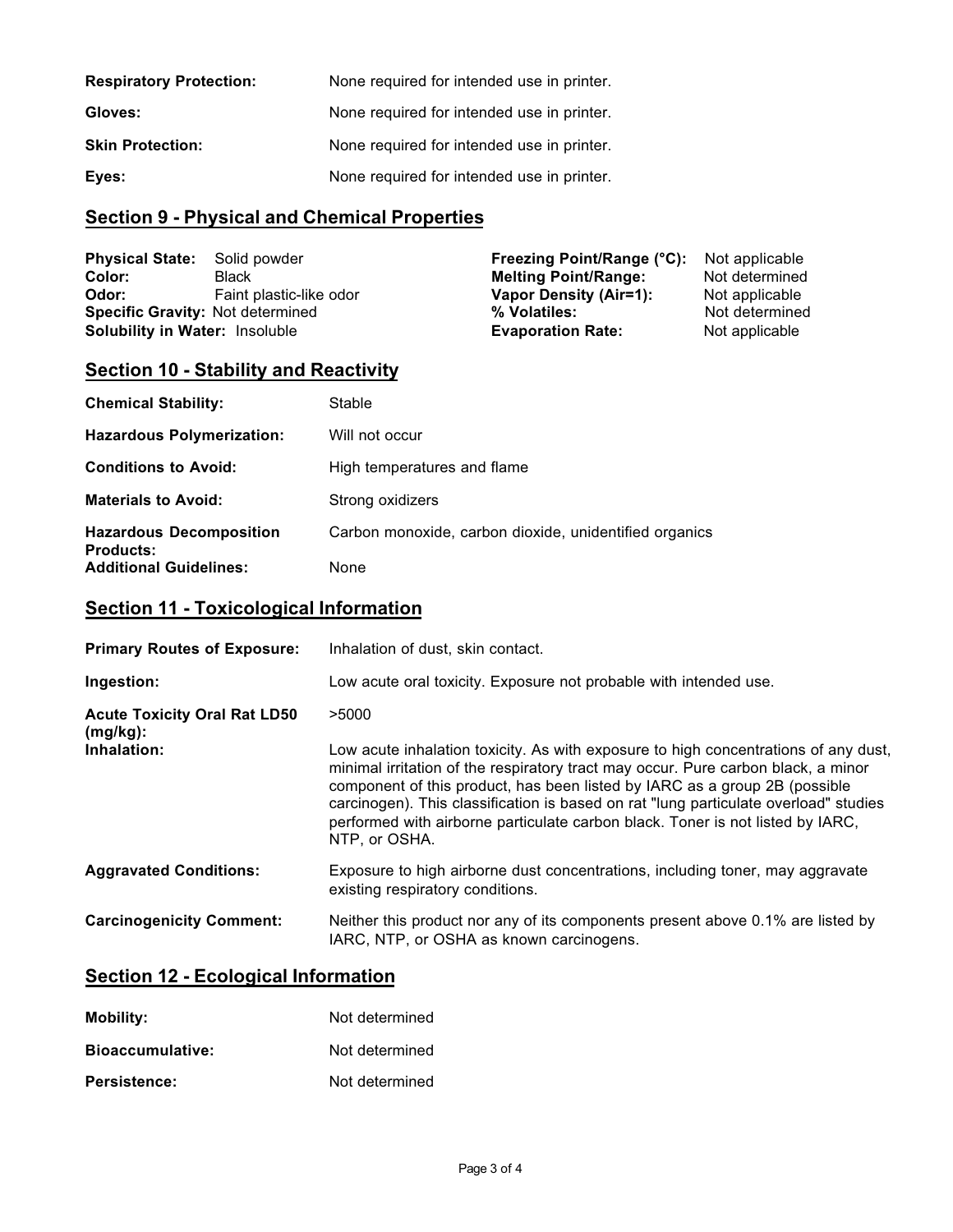**Respiratory Protection:** None required for intended use in printer.

**Gloves:** None required for intended use in printer.

**Skin Protection:** None required for intended use in printer.

**Eyes:** None required for intended use in printer.

## Section 9 - Physical and Chemical Properties

**Physical State:** Solid powder
**Color:** Black
**Odor:** Faint plastic-like odor
**Specific Gravity:** Not determined
**Solubility in Water:** Insoluble

**Freezing Point/Range (°C):** Not applicable
**Melting Point/Range:** Not determined
**Vapor Density (Air=1):** Not applicable
**% Volatiles:** Not determined
**Evaporation Rate:** Not applicable

## Section 10 - Stability and Reactivity

**Chemical Stability:** Stable

**Hazardous Polymerization:** Will not occur

**Conditions to Avoid:** High temperatures and flame

**Materials to Avoid:** Strong oxidizers

**Hazardous Decomposition Products:** Carbon monoxide, carbon dioxide, unidentified organics

**Additional Guidelines:** None

## Section 11 - Toxicological Information

**Primary Routes of Exposure:** Inhalation of dust, skin contact.

**Ingestion:** Low acute oral toxicity. Exposure not probable with intended use.

**Acute Toxicity Oral Rat LD50 (mg/kg):** >5000

**Inhalation:** Low acute inhalation toxicity. As with exposure to high concentrations of any dust, minimal irritation of the respiratory tract may occur. Pure carbon black, a minor component of this product, has been listed by IARC as a group 2B (possible carcinogen). This classification is based on rat "lung particulate overload" studies performed with airborne particulate carbon black. Toner is not listed by IARC, NTP, or OSHA.

**Aggravated Conditions:** Exposure to high airborne dust concentrations, including toner, may aggravate existing respiratory conditions.

**Carcinogenicity Comment:** Neither this product nor any of its components present above 0.1% are listed by IARC, NTP, or OSHA as known carcinogens.

## Section 12 - Ecological Information

**Mobility:** Not determined

**Bioaccumulative:** Not determined

**Persistence:** Not determined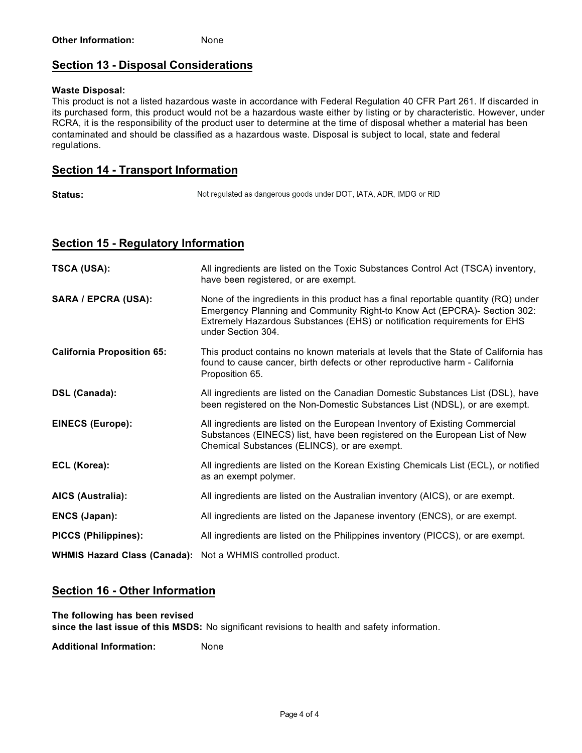**Other Information:** None

## Section 13 - Disposal Considerations

**Waste Disposal:**
This product is not a listed hazardous waste in accordance with Federal Regulation 40 CFR Part 261. If discarded in its purchased form, this product would not be a hazardous waste either by listing or by characteristic. However, under RCRA, it is the responsibility of the product user to determine at the time of disposal whether a material has been contaminated and should be classified as a hazardous waste. Disposal is subject to local, state and federal regulations.

## Section 14 - Transport Information

**Status:** Not regulated as dangerous goods under DOT, IATA, ADR, IMDG or RID

## Section 15 - Regulatory Information

**TSCA (USA):** All ingredients are listed on the Toxic Substances Control Act (TSCA) inventory, have been registered, or are exempt.

**SARA / EPCRA (USA):** None of the ingredients in this product has a final reportable quantity (RQ) under Emergency Planning and Community Right-to Know Act (EPCRA)- Section 302: Extremely Hazardous Substances (EHS) or notification requirements for EHS under Section 304.

**California Proposition 65:** This product contains no known materials at levels that the State of California has found to cause cancer, birth defects or other reproductive harm - California Proposition 65.

**DSL (Canada):** All ingredients are listed on the Canadian Domestic Substances List (DSL), have been registered on the Non-Domestic Substances List (NDSL), or are exempt.

**EINECS (Europe):** All ingredients are listed on the European Inventory of Existing Commercial Substances (EINECS) list, have been registered on the European List of New Chemical Substances (ELINCS), or are exempt.

**ECL (Korea):** All ingredients are listed on the Korean Existing Chemicals List (ECL), or notified as an exempt polymer.

**AICS (Australia):** All ingredients are listed on the Australian inventory (AICS), or are exempt.

**ENCS (Japan):** All ingredients are listed on the Japanese inventory (ENCS), or are exempt.

**PICCS (Philippines):** All ingredients are listed on the Philippines inventory (PICCS), or are exempt.

**WHMIS Hazard Class (Canada):** Not a WHMIS controlled product.

## Section 16 - Other Information

**The following has been revised since the last issue of this MSDS:** No significant revisions to health and safety information.

**Additional Information:** None